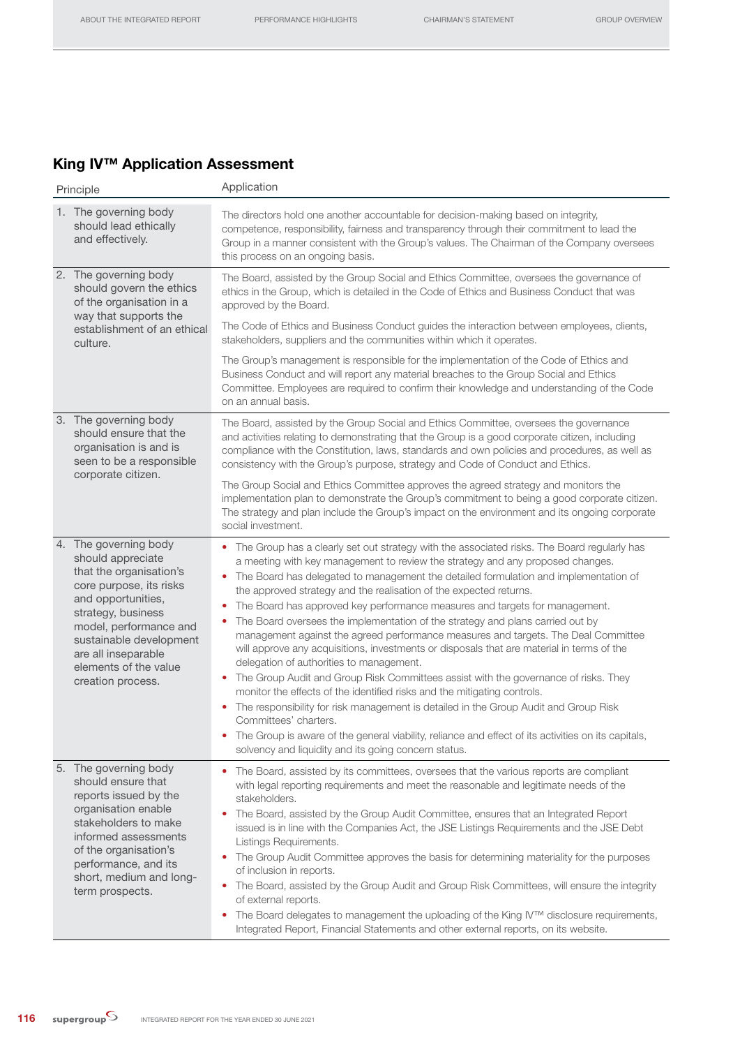## King IV™ Application Assessment

| Principle | Application |
|---|---|
| 1. The governing body should lead ethically and effectively. | The directors hold one another accountable for decision-making based on integrity, competence, responsibility, fairness and transparency through their commitment to lead the Group in a manner consistent with the Group's values. The Chairman of the Company oversees this process on an ongoing basis. |
| 2. The governing body should govern the ethics of the organisation in a way that supports the establishment of an ethical culture. | The Board, assisted by the Group Social and Ethics Committee, oversees the governance of ethics in the Group, which is detailed in the Code of Ethics and Business Conduct that was approved by the Board.<br><br>The Code of Ethics and Business Conduct guides the interaction between employees, clients, stakeholders, suppliers and the communities within which it operates.<br><br>The Group's management is responsible for the implementation of the Code of Ethics and Business Conduct and will report any material breaches to the Group Social and Ethics Committee. Employees are required to confirm their knowledge and understanding of the Code on an annual basis. |
| 3. The governing body should ensure that the organisation is and is seen to be a responsible corporate citizen. | The Board, assisted by the Group Social and Ethics Committee, oversees the governance and activities relating to demonstrating that the Group is a good corporate citizen, including compliance with the Constitution, laws, standards and own policies and procedures, as well as consistency with the Group's purpose, strategy and Code of Conduct and Ethics.<br><br>The Group Social and Ethics Committee approves the agreed strategy and monitors the implementation plan to demonstrate the Group's commitment to being a good corporate citizen. The strategy and plan include the Group's impact on the environment and its ongoing corporate social investment. |
| 4. The governing body should appreciate that the organisation's core purpose, its risks and opportunities, strategy, business model, performance and sustainable development are all inseparable elements of the value creation process. | • The Group has a clearly set out strategy with the associated risks. The Board regularly has a meeting with key management to review the strategy and any proposed changes.<br>• The Board has delegated to management the detailed formulation and implementation of the approved strategy and the realisation of the expected returns.<br>• The Board has approved key performance measures and targets for management.<br>• The Board oversees the implementation of the strategy and plans carried out by management against the agreed performance measures and targets. The Deal Committee will approve any acquisitions, investments or disposals that are material in terms of the delegation of authorities to management.<br>• The Group Audit and Group Risk Committees assist with the governance of risks. They monitor the effects of the identified risks and the mitigating controls.<br>• The responsibility for risk management is detailed in the Group Audit and Group Risk Committees' charters.<br>• The Group is aware of the general viability, reliance and effect of its activities on its capitals, solvency and liquidity and its going concern status. |
| 5. The governing body should ensure that reports issued by the organisation enable stakeholders to make informed assessments of the organisation's performance, and its short, medium and long-term prospects. | • The Board, assisted by its committees, oversees that the various reports are compliant with legal reporting requirements and meet the reasonable and legitimate needs of the stakeholders.<br>• The Board, assisted by the Group Audit Committee, ensures that an Integrated Report issued is in line with the Companies Act, the JSE Listings Requirements and the JSE Debt Listings Requirements.<br>• The Group Audit Committee approves the basis for determining materiality for the purposes of inclusion in reports.<br>• The Board, assisted by the Group Audit and Group Risk Committees, will ensure the integrity of external reports.<br>• The Board delegates to management the uploading of the King IV™ disclosure requirements, Integrated Report, Financial Statements and other external reports, on its website. |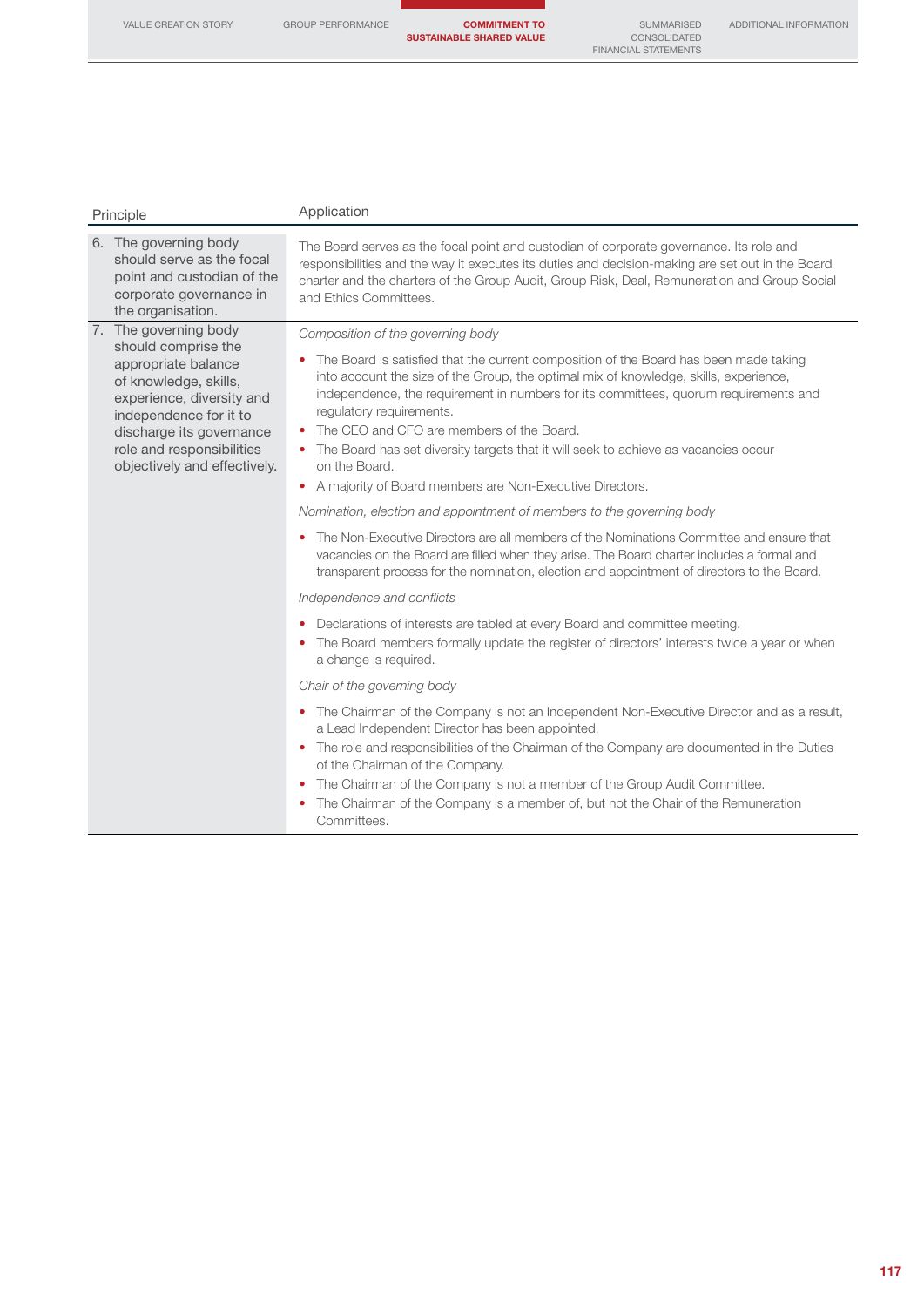| Principle | Application |
| --- | --- |
| 6. The governing body should serve as the focal point and custodian of the corporate governance in the organisation. | The Board serves as the focal point and custodian of corporate governance. Its role and responsibilities and the way it executes its duties and decision-making are set out in the Board charter and the charters of the Group Audit, Group Risk, Deal, Remuneration and Group Social and Ethics Committees. |
| 7. The governing body should comprise the appropriate balance of knowledge, skills, experience, diversity and independence for it to discharge its governance role and responsibilities objectively and effectively. | *Composition of the governing body*<br>• The Board is satisfied that the current composition of the Board has been made taking into account the size of the Group, the optimal mix of knowledge, skills, experience, independence, the requirement in numbers for its committees, quorum requirements and regulatory requirements.<br>• The CEO and CFO are members of the Board.<br>• The Board has set diversity targets that it will seek to achieve as vacancies occur on the Board.<br>• A majority of Board members are Non-Executive Directors.<br>*Nomination, election and appointment of members to the governing body*<br>• The Non-Executive Directors are all members of the Nominations Committee and ensure that vacancies on the Board are filled when they arise. The Board charter includes a formal and transparent process for the nomination, election and appointment of directors to the Board.<br>*Independence and conflicts*<br>• Declarations of interests are tabled at every Board and committee meeting.<br>• The Board members formally update the register of directors' interests twice a year or when a change is required.<br>*Chair of the governing body*<br>• The Chairman of the Company is not an Independent Non-Executive Director and as a result, a Lead Independent Director has been appointed.<br>• The role and responsibilities of the Chairman of the Company are documented in the Duties of the Chairman of the Company.<br>• The Chairman of the Company is not a member of the Group Audit Committee.<br>• The Chairman of the Company is a member of, but not the Chair of the Remuneration Committees. |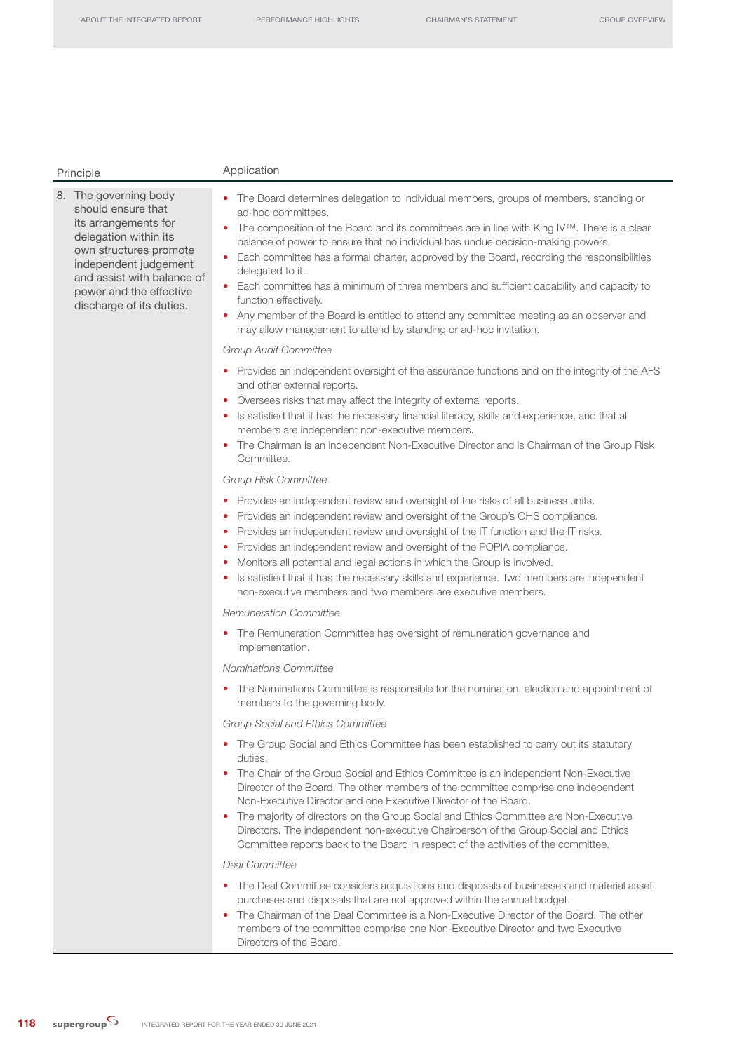| Principle | Application |
|---|---|
| 8. The governing body should ensure that its arrangements for delegation within its own structures promote independent judgement and assist with balance of power and the effective discharge of its duties. | • The Board determines delegation to individual members, groups of members, standing or ad-hoc committees.<br>• The composition of the Board and its committees are in line with King IV™. There is a clear balance of power to ensure that no individual has undue decision-making powers.<br>• Each committee has a formal charter, approved by the Board, recording the responsibilities delegated to it.<br>• Each committee has a minimum of three members and sufficient capability and capacity to function effectively.<br>• Any member of the Board is entitled to attend any committee meeting as an observer and may allow management to attend by standing or ad-hoc invitation.<br><br>*Group Audit Committee*<br><br>• Provides an independent oversight of the assurance functions and on the integrity of the AFS and other external reports.<br>• Oversees risks that may affect the integrity of external reports.<br>• Is satisfied that it has the necessary financial literacy, skills and experience, and that all members are independent non-executive members.<br>• The Chairman is an independent Non-Executive Director and is Chairman of the Group Risk Committee.<br><br>*Group Risk Committee*<br><br>• Provides an independent review and oversight of the risks of all business units.<br>• Provides an independent review and oversight of the Group's OHS compliance.<br>• Provides an independent review and oversight of the IT function and the IT risks.<br>• Provides an independent review and oversight of the POPIA compliance.<br>• Monitors all potential and legal actions in which the Group is involved.<br>• Is satisfied that it has the necessary skills and experience. Two members are independent non-executive members and two members are executive members.<br><br>*Remuneration Committee*<br><br>• The Remuneration Committee has oversight of remuneration governance and implementation.<br><br>*Nominations Committee*<br><br>• The Nominations Committee is responsible for the nomination, election and appointment of members to the governing body.<br><br>*Group Social and Ethics Committee*<br><br>• The Group Social and Ethics Committee has been established to carry out its statutory duties.<br>• The Chair of the Group Social and Ethics Committee is an independent Non-Executive Director of the Board. The other members of the committee comprise one independent Non-Executive Director and one Executive Director of the Board.<br>• The majority of directors on the Group Social and Ethics Committee are Non-Executive Directors. The independent non-executive Chairperson of the Group Social and Ethics Committee reports back to the Board in respect of the activities of the committee.<br><br>*Deal Committee*<br><br>• The Deal Committee considers acquisitions and disposals of businesses and material asset purchases and disposals that are not approved within the annual budget.<br>• The Chairman of the Deal Committee is a Non-Executive Director of the Board. The other members of the committee comprise one Non-Executive Director and two Executive Directors of the Board. |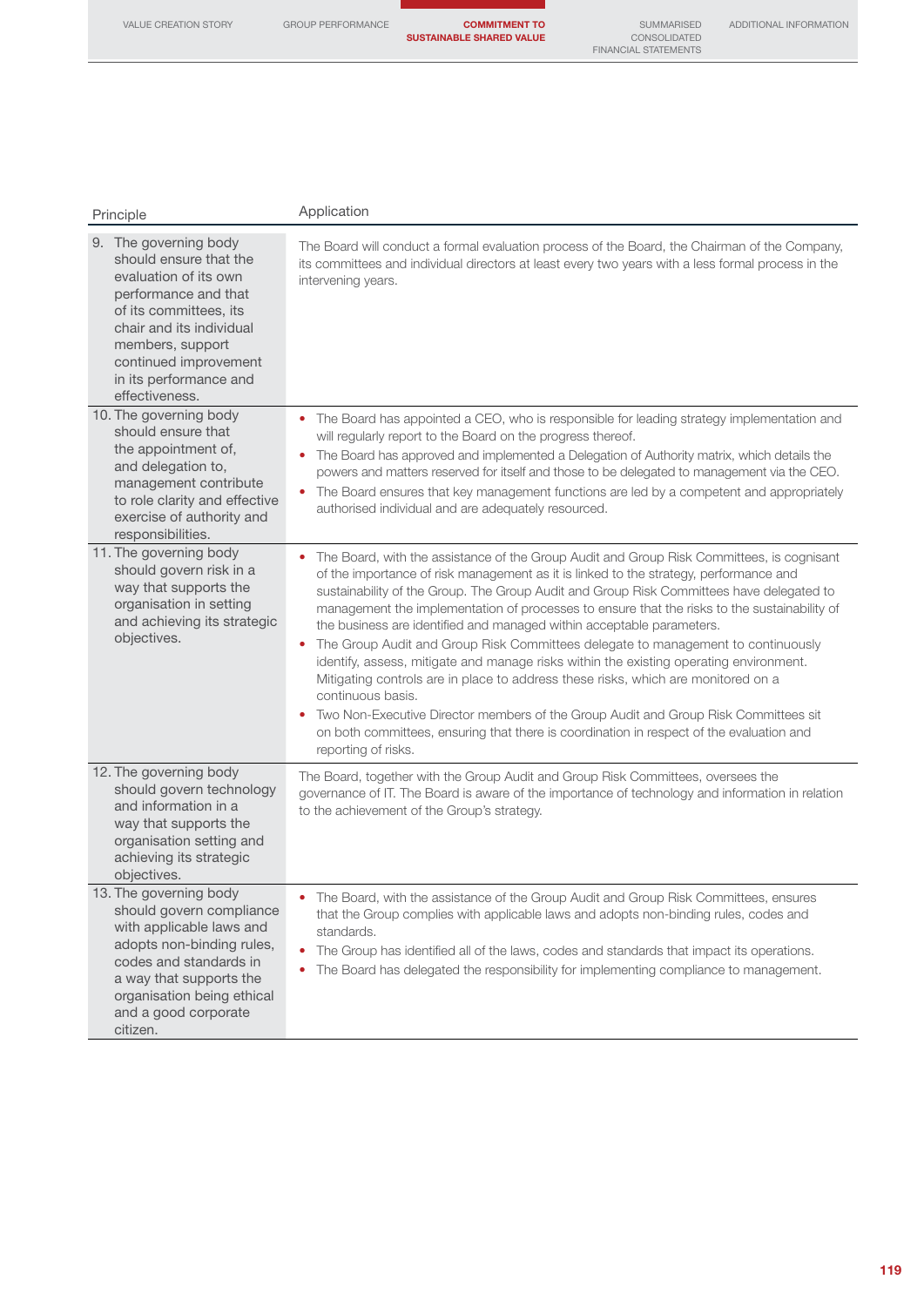| Principle | Application |
|---|---|
| 9. The governing body should ensure that the evaluation of its own performance and that of its committees, its chair and its individual members, support continued improvement in its performance and effectiveness. | The Board will conduct a formal evaluation process of the Board, the Chairman of the Company, its committees and individual directors at least every two years with a less formal process in the intervening years. |
| 10. The governing body should ensure that the appointment of, and delegation to, management contribute to role clarity and effective exercise of authority and responsibilities. | • The Board has appointed a CEO, who is responsible for leading strategy implementation and will regularly report to the Board on the progress thereof.<br>• The Board has approved and implemented a Delegation of Authority matrix, which details the powers and matters reserved for itself and those to be delegated to management via the CEO.<br>• The Board ensures that key management functions are led by a competent and appropriately authorised individual and are adequately resourced. |
| 11. The governing body should govern risk in a way that supports the organisation in setting and achieving its strategic objectives. | • The Board, with the assistance of the Group Audit and Group Risk Committees, is cognisant of the importance of risk management as it is linked to the strategy, performance and sustainability of the Group. The Group Audit and Group Risk Committees have delegated to management the implementation of processes to ensure that the risks to the sustainability of the business are identified and managed within acceptable parameters.<br>• The Group Audit and Group Risk Committees delegate to management to continuously identify, assess, mitigate and manage risks within the existing operating environment. Mitigating controls are in place to address these risks, which are monitored on a continuous basis.<br>• Two Non-Executive Director members of the Group Audit and Group Risk Committees sit on both committees, ensuring that there is coordination in respect of the evaluation and reporting of risks. |
| 12. The governing body should govern technology and information in a way that supports the organisation setting and achieving its strategic objectives. | The Board, together with the Group Audit and Group Risk Committees, oversees the governance of IT. The Board is aware of the importance of technology and information in relation to the achievement of the Group's strategy. |
| 13. The governing body should govern compliance with applicable laws and adopts non-binding rules, codes and standards in a way that supports the organisation being ethical and a good corporate citizen. | • The Board, with the assistance of the Group Audit and Group Risk Committees, ensures that the Group complies with applicable laws and adopts non-binding rules, codes and standards.<br>• The Group has identified all of the laws, codes and standards that impact its operations.<br>• The Board has delegated the responsibility for implementing compliance to management. |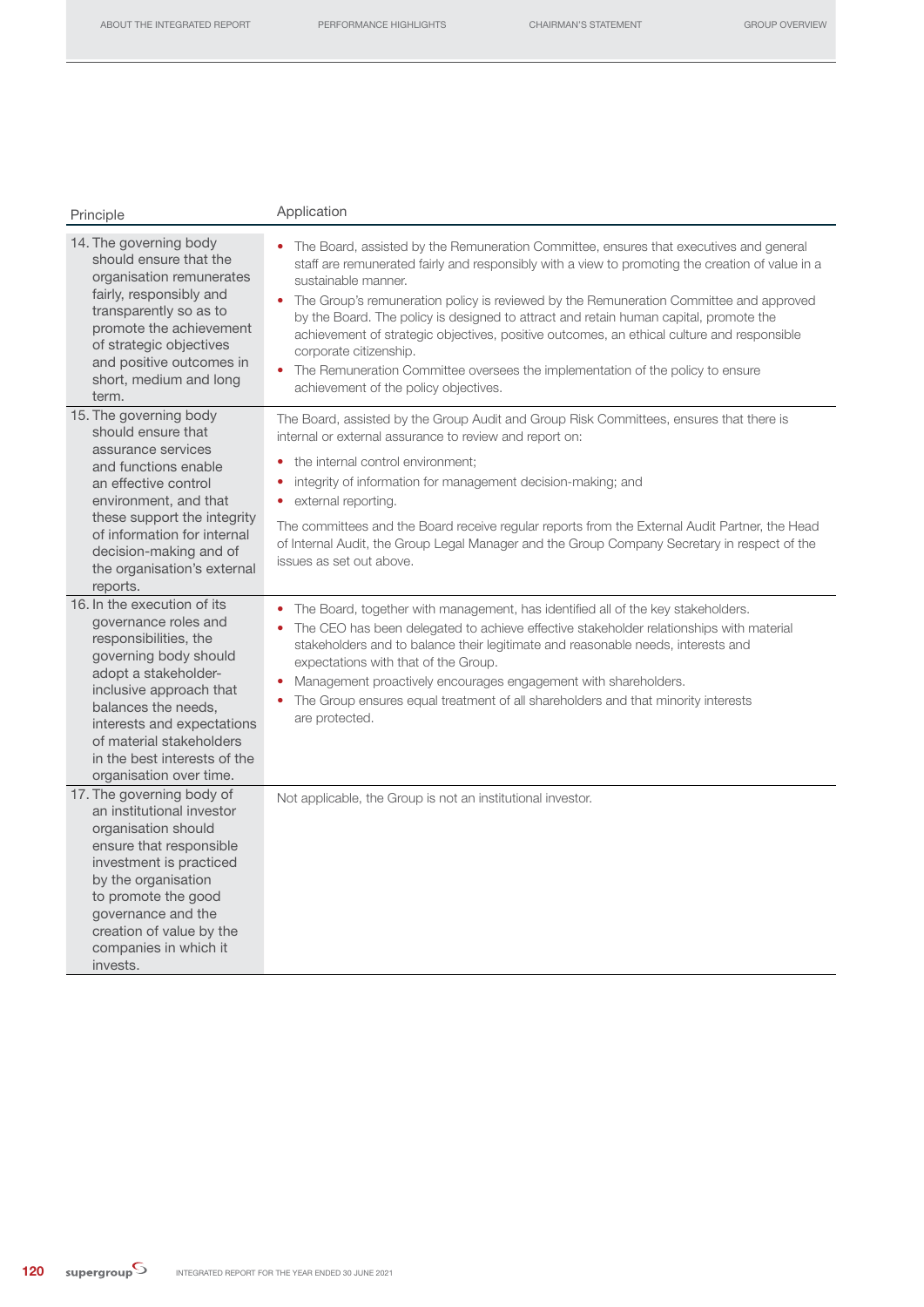| Principle | Application |
|---|---|
| 14. The governing body should ensure that the organisation remunerates fairly, responsibly and transparently so as to promote the achievement of strategic objectives and positive outcomes in short, medium and long term. | • The Board, assisted by the Remuneration Committee, ensures that executives and general staff are remunerated fairly and responsibly with a view to promoting the creation of value in a sustainable manner.<br>• The Group's remuneration policy is reviewed by the Remuneration Committee and approved by the Board. The policy is designed to attract and retain human capital, promote the achievement of strategic objectives, positive outcomes, an ethical culture and responsible corporate citizenship.<br>• The Remuneration Committee oversees the implementation of the policy to ensure achievement of the policy objectives. |
| 15. The governing body should ensure that assurance services and functions enable an effective control environment, and that these support the integrity of information for internal decision-making and of the organisation's external reports. | The Board, assisted by the Group Audit and Group Risk Committees, ensures that there is internal or external assurance to review and report on:<br>• the internal control environment;<br>• integrity of information for management decision-making; and<br>• external reporting.<br>The committees and the Board receive regular reports from the External Audit Partner, the Head of Internal Audit, the Group Legal Manager and the Group Company Secretary in respect of the issues as set out above. |
| 16. In the execution of its governance roles and responsibilities, the governing body should adopt a stakeholder-inclusive approach that balances the needs, interests and expectations of material stakeholders in the best interests of the organisation over time. | • The Board, together with management, has identified all of the key stakeholders.<br>• The CEO has been delegated to achieve effective stakeholder relationships with material stakeholders and to balance their legitimate and reasonable needs, interests and expectations with that of the Group.<br>• Management proactively encourages engagement with shareholders.<br>• The Group ensures equal treatment of all shareholders and that minority interests are protected. |
| 17. The governing body of an institutional investor organisation should ensure that responsible investment is practiced by the organisation to promote the good governance and the creation of value by the companies in which it invests. | Not applicable, the Group is not an institutional investor. |